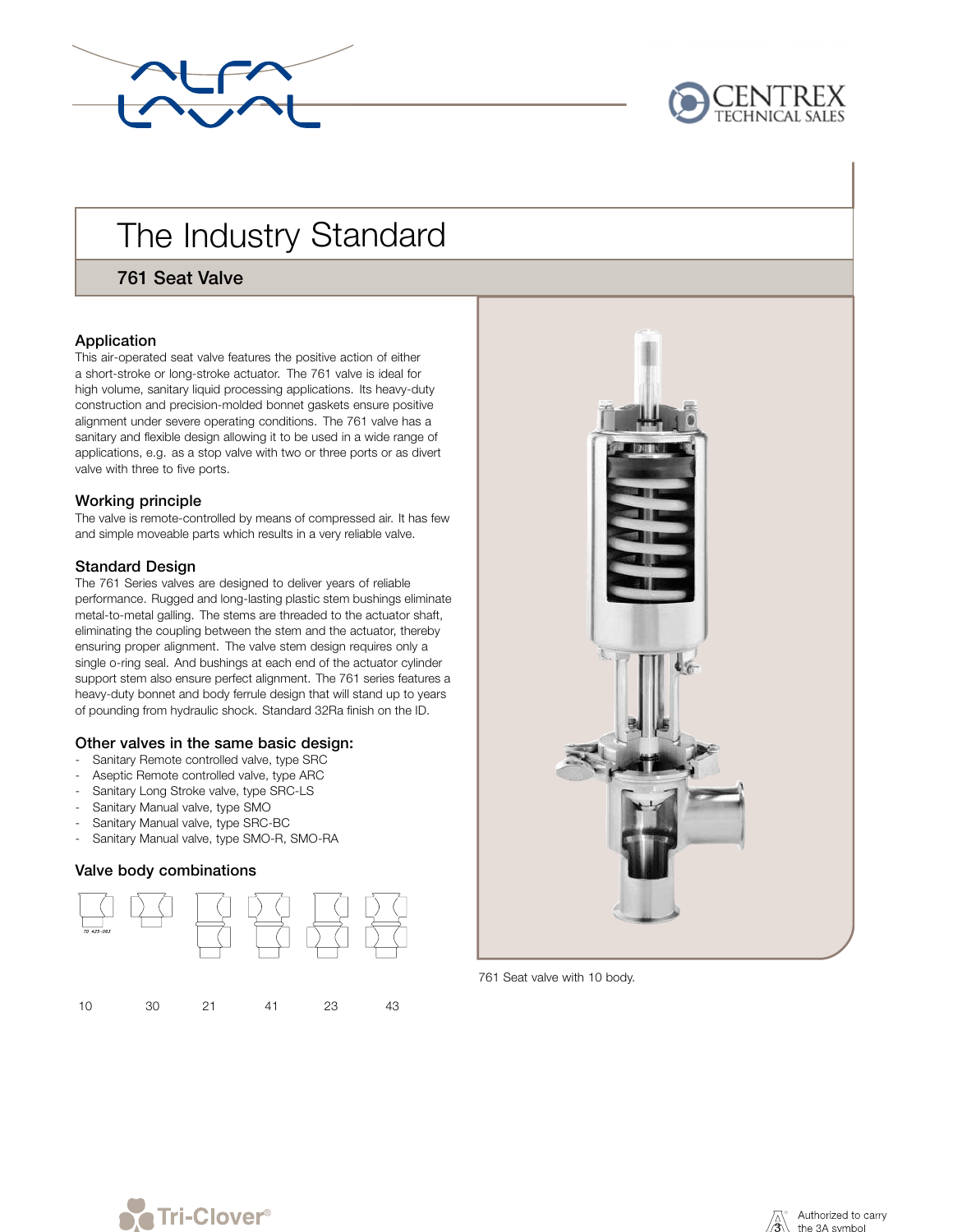# The Industry Standard

## 761 Seat Valve

### Application

This air-operated seat valve features the positive action of either a short-stroke or long-stroke actuator. The 761 valve is ideal for high volume, sanitary liquid processing applications. Its heavy-duty construction and precision-molded bonnet gaskets ensure positive alignment under severe operating conditions. The 761 valve has a sanitary and flexible design allowing it to be used in a wide range of applications, e.g. as a stop valve with two or three ports or as divert valve with three to five ports.

### Working principle

The valve is remote-controlled by means of compressed air. It has few and simple moveable parts which results in a very reliable valve.

### Standard Design

The 761 Series valves are designed to deliver years of reliable performance. Rugged and long-lasting plastic stem bushings eliminate metal-to-metal galling. The stems are threaded to the actuator shaft, eliminating the coupling between the stem and the actuator, thereby ensuring proper alignment. The valve stem design requires only a single o-ring seal. And bushings at each end of the actuator cylinder support stem also ensure perfect alignment. The 761 series features a heavy-duty bonnet and body ferrule design that will stand up to years of pounding from hydraulic shock. Standard 32Ra finish on the ID.

### Other valves in the same basic design:

- Sanitary Remote controlled valve, type SRC
- Aseptic Remote controlled valve, type ARC
- Sanitary Long Stroke valve, type SRC-LS
- Sanitary Manual valve, type SMO
- Sanitary Manual valve, type SRC-BC
- Sanitary Manual valve, type SMO-R, SMO-RA

### Valve body combinations

10 30 21 41 23 43

761 Seat valve with 10 body.

Authorized to carry the 3A symbol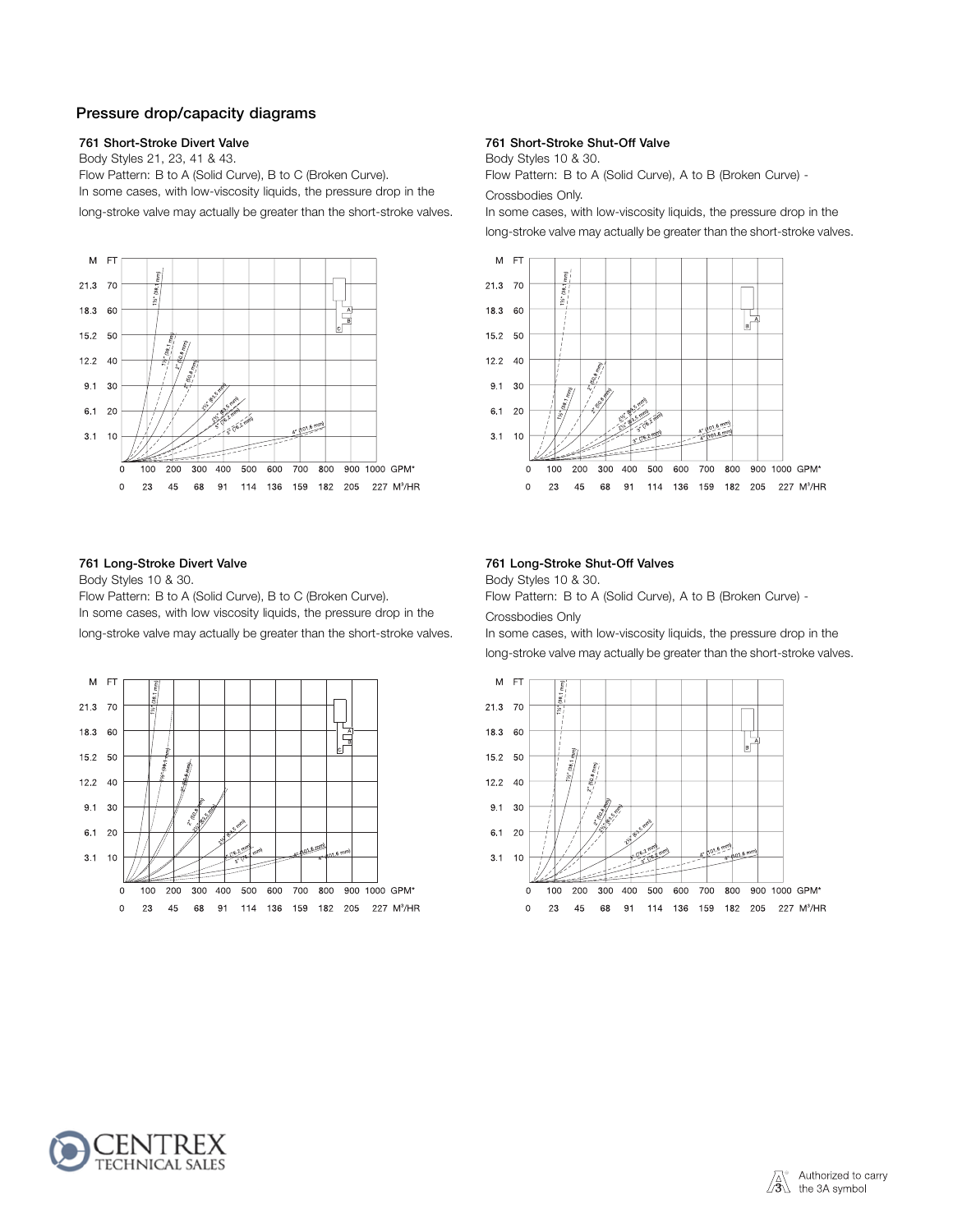## Pressure drop/capacity diagrams

### 761 Short-Stroke Divert Valve

Body Styles 21, 23, 41 & 43.

Flow Pattern: B to A (Solid Curve), B to C (Broken Curve).

In some cases, with low-viscosity liquids, the pressure drop in the long-stroke valve may actually be greater than the short-stroke valves.

### 761 Short-Stroke Shut-Off Valve

Body Styles 10 & 30.

Flow Pattern: B to A (Solid Curve), A to B (Broken Curve) - Crossbodies Only.

In some cases, with low-viscosity liquids, the pressure drop in the long-stroke valve may actually be greater than the short-stroke valves.

### 761 Long-Stroke Divert Valve

Body Styles 10 & 30.

Flow Pattern: B to A (Solid Curve), B to C (Broken Curve).

In some cases, with low viscosity liquids, the pressure drop in the long-stroke valve may actually be greater than the short-stroke valves.

### 761 Long-Stroke Shut-Off Valves

Body Styles 10 & 30.

Flow Pattern: B to A (Solid Curve), A to B (Broken Curve) - Crossbodies Only

In some cases, with low-viscosity liquids, the pressure drop in the long-stroke valve may actually be greater than the short-stroke valves.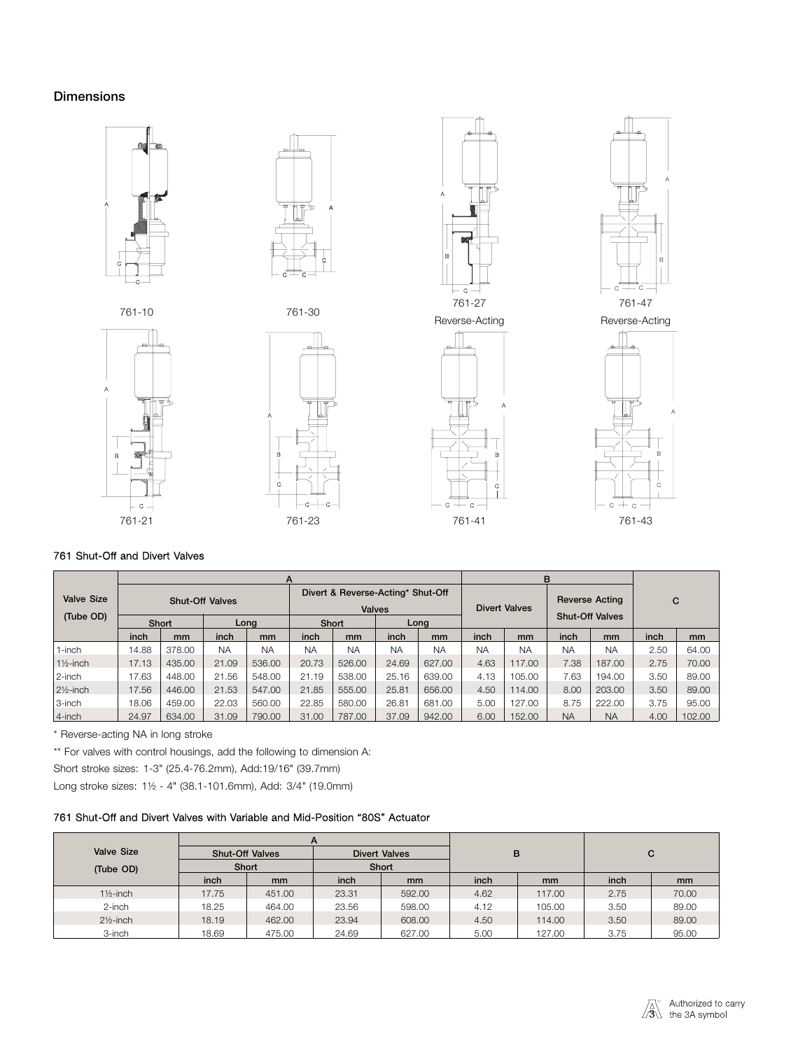## Dimensions

761-10

761-30

761-27
Reverse-Acting

761-47
Reverse-Acting

761-21

761-23

761-41

761-43

### 761 Shut-Off and Divert Valves

| Valve Size (Tube OD) | A | | | | | | | | B | | | | C | |
|---|---|---|---|---|---|---|---|---|---|---|---|---|---|---|
| | Shut-Off Valves | | | | Divert & Reverse-Acting* Shut-Off Valves | | | | Divert Valves | | Reverse Acting Shut-Off Valves | | | |
| | Short | | Long | | Short | | Long | | | | | | | |
| | inch | mm | inch | mm | inch | mm | inch | mm | inch | mm | inch | mm | inch | mm |
| 1-inch | 14.88 | 378.00 | NA | NA | NA | NA | NA | NA | NA | NA | NA | NA | 2.50 | 64.00 |
| 1½-inch | 17.13 | 435.00 | 21.09 | 536.00 | 20.73 | 526.00 | 24.69 | 627.00 | 4.63 | 117.00 | 7.38 | 187.00 | 2.75 | 70.00 |
| 2-inch | 17.63 | 448.00 | 21.56 | 548.00 | 21.19 | 538.00 | 25.16 | 639.00 | 4.13 | 105.00 | 7.63 | 194.00 | 3.50 | 89.00 |
| 2½-inch | 17.56 | 446.00 | 21.53 | 547.00 | 21.85 | 555.00 | 25.81 | 656.00 | 4.50 | 114.00 | 8.00 | 203.00 | 3.50 | 89.00 |
| 3-inch | 18.06 | 459.00 | 22.03 | 560.00 | 22.85 | 580.00 | 26.81 | 681.00 | 5.00 | 127.00 | 8.75 | 222.00 | 3.75 | 95.00 |
| 4-inch | 24.97 | 634.00 | 31.09 | 790.00 | 31.00 | 787.00 | 37.09 | 942.00 | 6.00 | 152.00 | NA | NA | 4.00 | 102.00 |

* Reverse-acting NA in long stroke

** For valves with control housings, add the following to dimension A:

Short stroke sizes: 1-3" (25.4-76.2mm), Add:19/16" (39.7mm)

Long stroke sizes: 1½ - 4" (38.1-101.6mm), Add: 3/4" (19.0mm)

### 761 Shut-Off and Divert Valves with Variable and Mid-Position "80S" Actuator

| Valve Size (Tube OD) | A | | | | B | | C | |
|---|---|---|---|---|---|---|---|---|
| | Shut-Off Valves | | Divert Valves | | | | | |
| | Short | | Short | | | | | |
| | inch | mm | inch | mm | inch | mm | inch | mm |
| 1½-inch | 17.75 | 451.00 | 23.31 | 592.00 | 4.62 | 117.00 | 2.75 | 70.00 |
| 2-inch | 18.25 | 464.00 | 23.56 | 598.00 | 4.12 | 105.00 | 3.50 | 89.00 |
| 2½-inch | 18.19 | 462.00 | 23.94 | 608.00 | 4.50 | 114.00 | 3.50 | 89.00 |
| 3-inch | 18.69 | 475.00 | 24.69 | 627.00 | 5.00 | 127.00 | 3.75 | 95.00 |

Authorized to carry the 3A symbol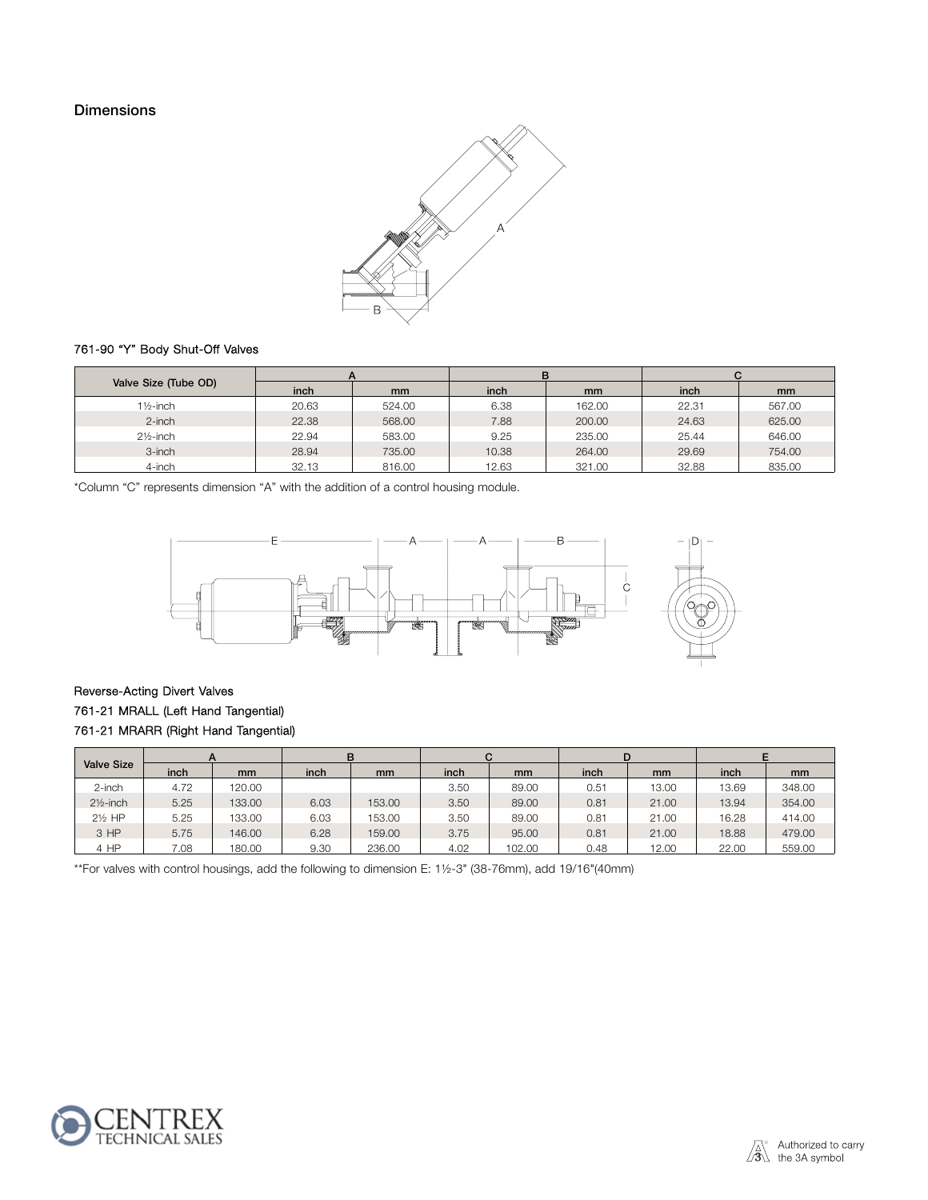## Dimensions

### 761-90 "Y" Body Shut-Off Valves

| Valve Size (Tube OD) | A | | B | | C | |
|---|---|---|---|---|---|---|
| | inch | mm | inch | mm | inch | mm |
| 1½-inch | 20.63 | 524.00 | 6.38 | 162.00 | 22.31 | 567.00 |
| 2-inch | 22.38 | 568.00 | 7.88 | 200.00 | 24.63 | 625.00 |
| 2½-inch | 22.94 | 583.00 | 9.25 | 235.00 | 25.44 | 646.00 |
| 3-inch | 28.94 | 735.00 | 10.38 | 264.00 | 29.69 | 754.00 |
| 4-inch | 32.13 | 816.00 | 12.63 | 321.00 | 32.88 | 835.00 |

*Column "C" represents dimension "A" with the addition of a control housing module.

### Reverse-Acting Divert Valves

### 761-21 MRALL (Left Hand Tangential)

### 761-21 MRARR (Right Hand Tangential)

| Valve Size | A | | B | | C | | D | | E | |
|---|---|---|---|---|---|---|---|---|---|---|
| | inch | mm | inch | mm | inch | mm | inch | mm | inch | mm |
| 2-inch | 4.72 | 120.00 | | | 3.50 | 89.00 | 0.51 | 13.00 | 13.69 | 348.00 |
| 2½-inch | 5.25 | 133.00 | 6.03 | 153.00 | 3.50 | 89.00 | 0.81 | 21.00 | 13.94 | 354.00 |
| 2½ HP | 5.25 | 133.00 | 6.03 | 153.00 | 3.50 | 89.00 | 0.81 | 21.00 | 16.28 | 414.00 |
| 3 HP | 5.75 | 146.00 | 6.28 | 159.00 | 3.75 | 95.00 | 0.81 | 21.00 | 18.88 | 479.00 |
| 4 HP | 7.08 | 180.00 | 9.30 | 236.00 | 4.02 | 102.00 | 0.48 | 12.00 | 22.00 | 559.00 |

**For valves with control housings, add the following to dimension E: 1½-3" (38-76mm), add 19/16"(40mm)

Authorized to carry the 3A symbol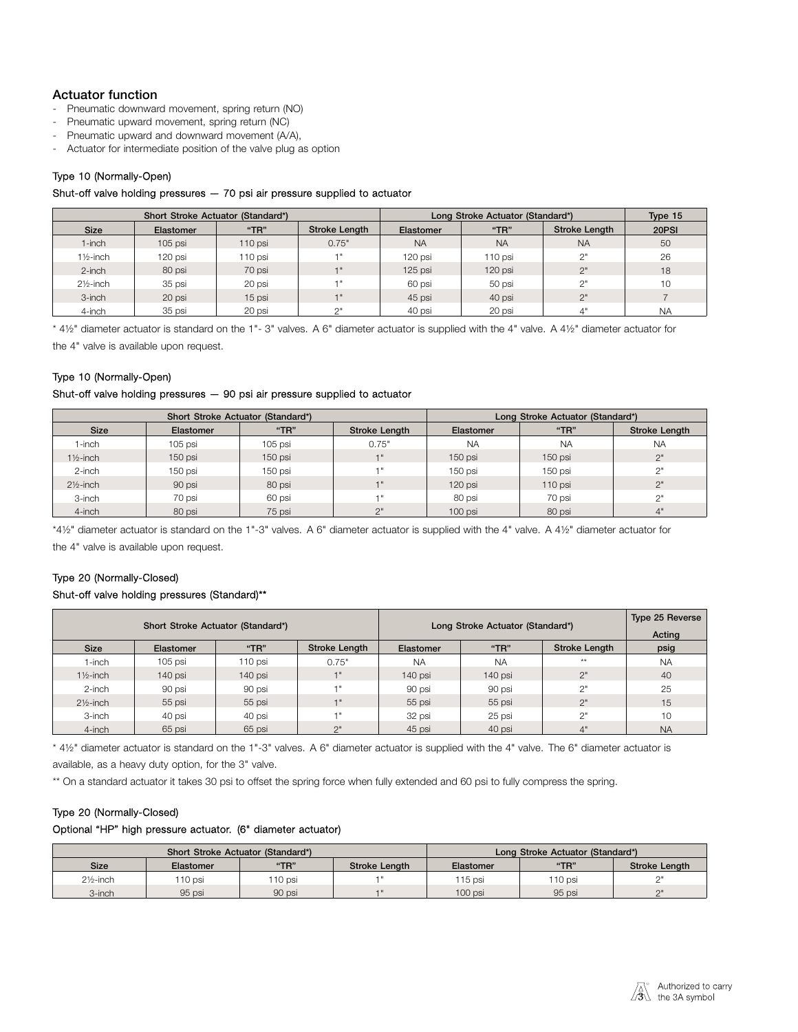## Actuator function

- Pneumatic downward movement, spring return (NO)
- Pneumatic upward movement, spring return (NC)
- Pneumatic upward and downward movement (A/A),
- Actuator for intermediate position of the valve plug as option

### Type 10 (Normally-Open)

**Shut-off valve holding pressures — 70 psi air pressure supplied to actuator**

| Short Stroke Actuator (Standard*) | | | | Long Stroke Actuator (Standard*) | | | Type 15 |
|---|---|---|---|---|---|---|---|
| Size | Elastomer | "TR" | Stroke Length | Elastomer | "TR" | Stroke Length | 20PSI |
| 1-inch | 105 psi | 110 psi | 0.75" | NA | NA | NA | 50 |
| 1½-inch | 120 psi | 110 psi | 1" | 120 psi | 110 psi | 2" | 26 |
| 2-inch | 80 psi | 70 psi | 1" | 125 psi | 120 psi | 2" | 18 |
| 2½-inch | 35 psi | 20 psi | 1" | 60 psi | 50 psi | 2" | 10 |
| 3-inch | 20 psi | 15 psi | 1" | 45 psi | 40 psi | 2" | 7 |
| 4-inch | 35 psi | 20 psi | 2" | 40 psi | 20 psi | 4" | NA |

* 4½" diameter actuator is standard on the 1"- 3" valves. A 6" diameter actuator is supplied with the 4" valve. A 4½" diameter actuator for the 4" valve is available upon request.

### Type 10 (Normally-Open)

**Shut-off valve holding pressures — 90 psi air pressure supplied to actuator**

| Short Stroke Actuator (Standard*) | | | | Long Stroke Actuator (Standard*) | | |
|---|---|---|---|---|---|---|
| Size | Elastomer | "TR" | Stroke Length | Elastomer | "TR" | Stroke Length |
| 1-inch | 105 psi | 105 psi | 0.75" | NA | NA | NA |
| 1½-inch | 150 psi | 150 psi | 1" | 150 psi | 150 psi | 2" |
| 2-inch | 150 psi | 150 psi | 1" | 150 psi | 150 psi | 2" |
| 2½-inch | 90 psi | 80 psi | 1" | 120 psi | 110 psi | 2" |
| 3-inch | 70 psi | 60 psi | 1" | 80 psi | 70 psi | 2" |
| 4-inch | 80 psi | 75 psi | 2" | 100 psi | 80 psi | 4" |

*4½" diameter actuator is standard on the 1"-3" valves. A 6" diameter actuator is supplied with the 4" valve. A 4½" diameter actuator for the 4" valve is available upon request.

### Type 20 (Normally-Closed)

**Shut-off valve holding pressures (Standard)****

| Short Stroke Actuator (Standard*) | | | | Long Stroke Actuator (Standard*) | | | Type 25 Reverse Acting |
|---|---|---|---|---|---|---|---|
| Size | Elastomer | "TR" | Stroke Length | Elastomer | "TR" | Stroke Length | psig |
| 1-inch | 105 psi | 110 psi | 0.75" | NA | NA | ** | NA |
| 1½-inch | 140 psi | 140 psi | 1" | 140 psi | 140 psi | 2" | 40 |
| 2-inch | 90 psi | 90 psi | 1" | 90 psi | 90 psi | 2" | 25 |
| 2½-inch | 55 psi | 55 psi | 1" | 55 psi | 55 psi | 2" | 15 |
| 3-inch | 40 psi | 40 psi | 1" | 32 psi | 25 psi | 2" | 10 |
| 4-inch | 65 psi | 65 psi | 2" | 45 psi | 40 psi | 4" | NA |

* 4½" diameter actuator is standard on the 1"-3" valves. A 6" diameter actuator is supplied with the 4" valve. The 6" diameter actuator is available, as a heavy duty option, for the 3" valve.

** On a standard actuator it takes 30 psi to offset the spring force when fully extended and 60 psi to fully compress the spring.

### Type 20 (Normally-Closed)

**Optional "HP" high pressure actuator. (6" diameter actuator)**

| Short Stroke Actuator (Standard*) | | | | Long Stroke Actuator (Standard*) | | |
|---|---|---|---|---|---|---|
| Size | Elastomer | "TR" | Stroke Length | Elastomer | "TR" | Stroke Length |
| 2½-inch | 110 psi | 110 psi | 1" | 115 psi | 110 psi | 2" |
| 3-inch | 95 psi | 90 psi | 1" | 100 psi | 95 psi | 2" |

Authorized to carry the 3A symbol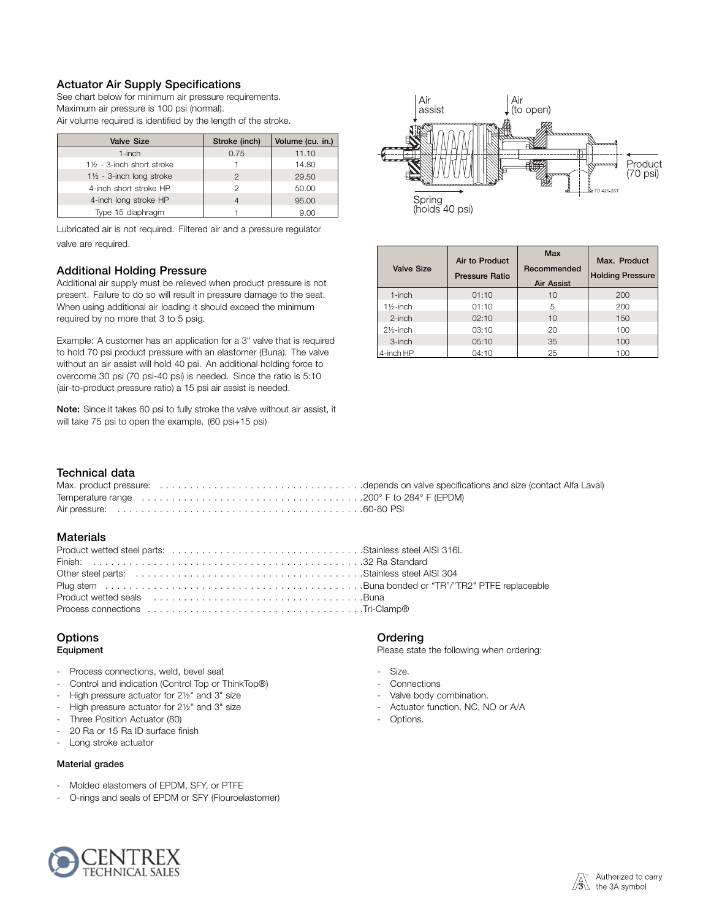## Actuator Air Supply Specifications

See chart below for minimum air pressure requirements.
Maximum air pressure is 100 psi (normal).
Air volume required is identified by the length of the stroke.

| Valve Size | Stroke (inch) | Volume (cu. in.) |
|---|---|---|
| 1-inch | 0.75 | 11.10 |
| 1½ - 3-inch short stroke | 1 | 14.80 |
| 1½ - 3-inch long stroke | 2 | 29.50 |
| 4-inch short stroke HP | 2 | 50.00 |
| 4-inch long stroke HP | 4 | 95.00 |
| Type 15 diaphragm | 1 | 9.00 |

Lubricated air is not required. Filtered air and a pressure regulator valve are required.

Air assist

Air (to open)

Product (70 psi)

Spring (holds 40 psi)

TD 426-251

## Additional Holding Pressure

Additional air supply must be relieved when product pressure is not present. Failure to do so will result in pressure damage to the seat. When using additional air loading it should exceed the minimum required by no more that 3 to 5 psig.

Example: A customer has an application for a 3" valve that is required to hold 70 psi product pressure with an elastomer (Buna). The valve without an air assist will hold 40 psi. An additional holding force to overcome 30 psi (70 psi-40 psi) is needed. Since the ratio is 5:10 (air-to-product pressure ratio) a 15 psi air assist is needed.

**Note:** Since it takes 60 psi to fully stroke the valve without air assist, it will take 75 psi to open the example. (60 psi+15 psi)

| Valve Size | Air to Product Pressure Ratio | Max Recommended Air Assist | Max. Product Holding Pressure |
|---|---|---|---|
| 1-inch | 01:10 | 10 | 200 |
| 1½-inch | 01:10 | 5 | 200 |
| 2-inch | 02:10 | 10 | 150 |
| 2½-inch | 03:10 | 20 | 100 |
| 3-inch | 05:10 | 35 | 100 |
| 4-inch HP | 04:10 | 25 | 100 |

## Technical data

Max. product pressure: . . . . . . . . . . depends on valve specifications and size (contact Alfa Laval)
Temperature range . . . . . . . . . . 200° F to 284° F (EPDM)
Air pressure: . . . . . . . . . . 60-80 PSI

## Materials

Product wetted steel parts: . . . . . . . . . . Stainless steel AISI 316L
Finish: . . . . . . . . . . 32 Ra Standard
Other steel parts: . . . . . . . . . . Stainless steel AISI 304
Plug stem . . . . . . . . . . Buna bonded or "TR"/"TR2" PTFE replaceable
Product wetted seals . . . . . . . . . . Buna
Process connections . . . . . . . . . . Tri-Clamp®

## Options

### Equipment

- Process connections, weld, bevel seat
- Control and indication (Control Top or ThinkTop®)
- High pressure actuator for 2½" and 3" size
- High pressure actuator for 2½" and 3" size
- Three Position Actuator (80)
- 20 Ra or 15 Ra ID surface finish
- Long stroke actuator

### Material grades

- Molded elastomers of EPDM, SFY, or PTFE
- O-rings and seals of EPDM or SFY (Flouroelastomer)

## Ordering

Please state the following when ordering:

- Size.
- Connections
- Valve body combination.
- Actuator function, NC, NO or A/A
- Options.

CENTREX TECHNICAL SALES

Authorized to carry the 3A symbol